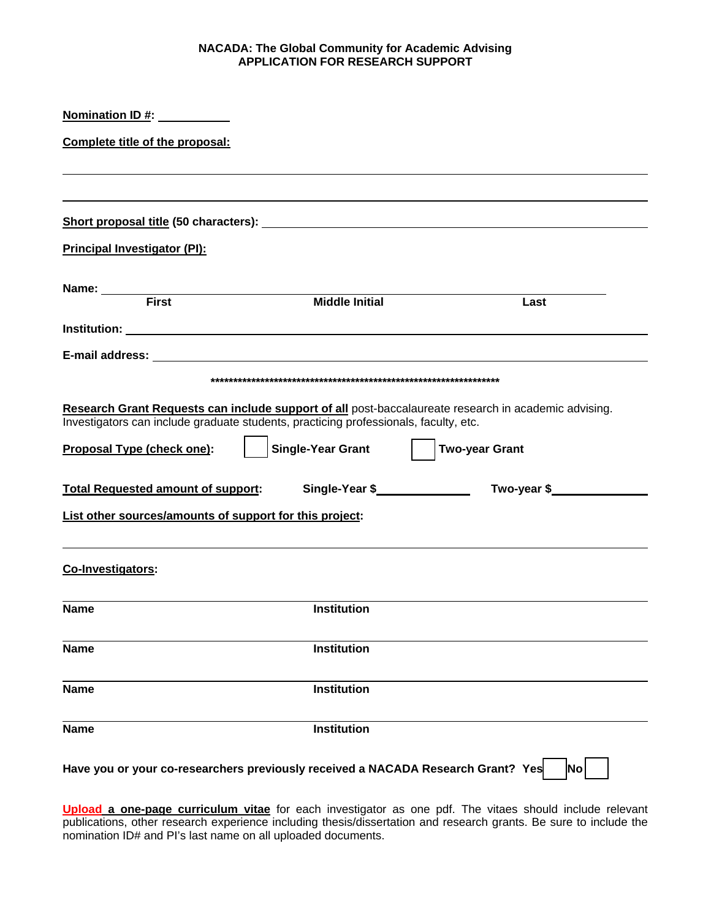**NACADA: The Global Community for Academic Advising**
**APPLICATION FOR RESEARCH SUPPORT**

**Nomination ID #:** ___________

**Complete title of the proposal:**

______________________________________________________________________

______________________________________________________________________

**Short proposal title (50 characters):** ______________________________________

**Principal Investigator (PI):**

**Name:** ______________________________________________________________

| First | Middle Initial | Last |
|---|---|---|

**Institution:** ___________________________________________________________

**E-mail address:** ________________________________________________________

*********************************************************************

**Research Grant Requests can include support of all** post-baccalaureate research in academic advising. Investigators can include graduate students, practicing professionals, faculty, etc.

**Proposal Type (check one):** ☐ **Single-Year Grant** ☐ **Two-year Grant**

**Total Requested amount of support:** **Single-Year $**____________ **Two-year $**____________

**List other sources/amounts of support for this project:**

______________________________________________________________________

**Co-Investigators:**

| Name | Institution |
|---|---|
| | |
| | |
| | |
| | |

**Have you or your co-researchers previously received a NACADA Research Grant? Yes** ☐ **No** ☐

**Upload a one-page curriculum vitae** for each investigator as one pdf. The vitaes should include relevant publications, other research experience including thesis/dissertation and research grants. Be sure to include the nomination ID# and PI's last name on all uploaded documents.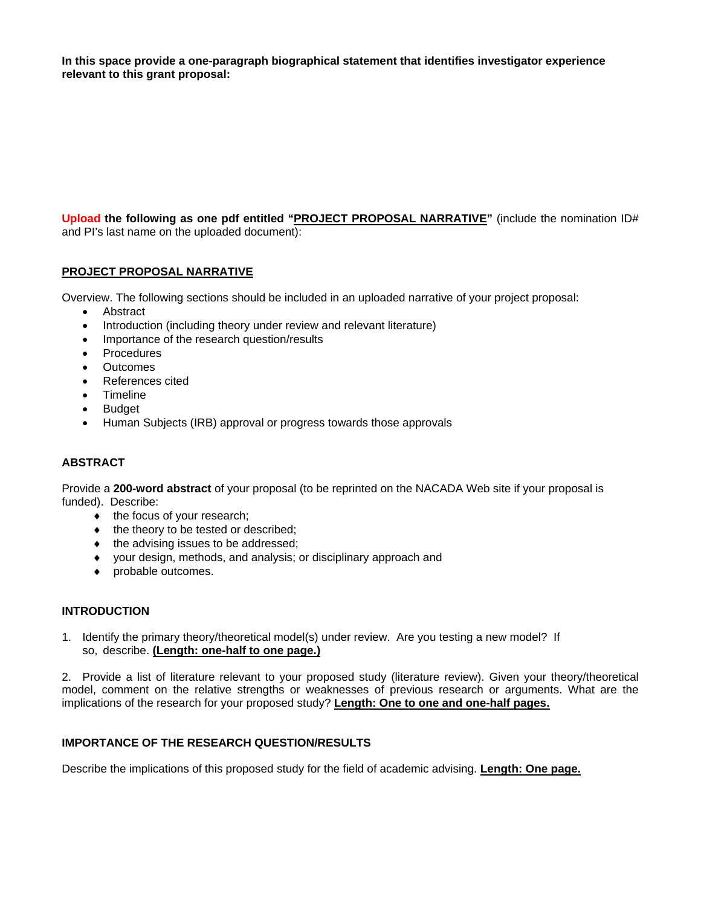**In this space provide a one-paragraph biographical statement that identifies investigator experience relevant to this grant proposal:**

**Upload the following as one pdf entitled "PROJECT PROPOSAL NARRATIVE"** (include the nomination ID# and PI's last name on the uploaded document):

**PROJECT PROPOSAL NARRATIVE**

Overview. The following sections should be included in an uploaded narrative of your project proposal:

- Abstract
- Introduction (including theory under review and relevant literature)
- Importance of the research question/results
- Procedures
- Outcomes
- References cited
- Timeline
- Budget
- Human Subjects (IRB) approval or progress towards those approvals

**ABSTRACT**

Provide a **200-word abstract** of your proposal (to be reprinted on the NACADA Web site if your proposal is funded). Describe:

- the focus of your research;
- the theory to be tested or described;
- the advising issues to be addressed;
- your design, methods, and analysis; or disciplinary approach and
- probable outcomes.

**INTRODUCTION**

1. Identify the primary theory/theoretical model(s) under review. Are you testing a new model? If so, describe. **(Length: one-half to one page.)**

2. Provide a list of literature relevant to your proposed study (literature review). Given your theory/theoretical model, comment on the relative strengths or weaknesses of previous research or arguments. What are the implications of the research for your proposed study? **Length: One to one and one-half pages.**

**IMPORTANCE OF THE RESEARCH QUESTION/RESULTS**

Describe the implications of this proposed study for the field of academic advising. **Length: One page.**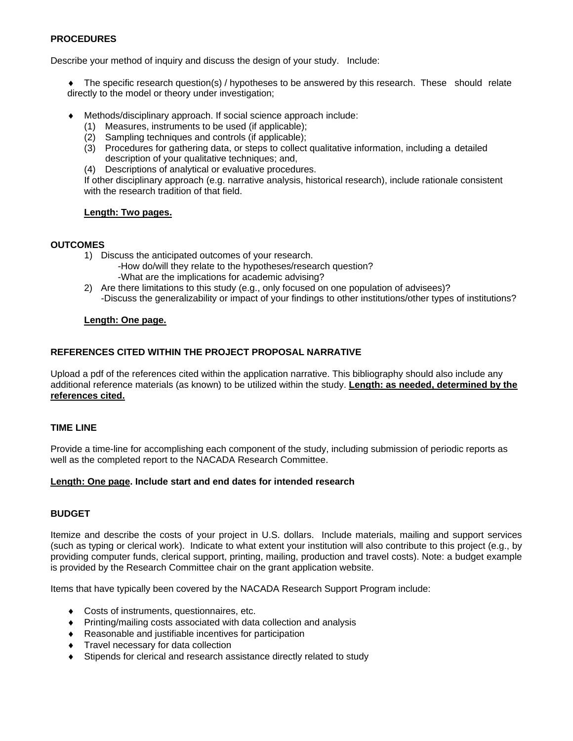**PROCEDURES**

Describe your method of inquiry and discuss the design of your study. Include:

- The specific research question(s) / hypotheses to be answered by this research. These should relate directly to the model or theory under investigation;

- Methods/disciplinary approach. If social science approach include:
  1. Measures, instruments to be used (if applicable);
  2. Sampling techniques and controls (if applicable);
  3. Procedures for gathering data, or steps to collect qualitative information, including a detailed description of your qualitative techniques; and,
  4. Descriptions of analytical or evaluative procedures.

  If other disciplinary approach (e.g. narrative analysis, historical research), include rationale consistent with the research tradition of that field.

  **Length: Two pages.**

**OUTCOMES**

1) Discuss the anticipated outcomes of your research.
   - How do/will they relate to the hypotheses/research question?
   - What are the implications for academic advising?
2) Are there limitations to this study (e.g., only focused on one population of advisees)?
   - Discuss the generalizability or impact of your findings to other institutions/other types of institutions?

**Length: One page.**

**REFERENCES CITED WITHIN THE PROJECT PROPOSAL NARRATIVE**

Upload a pdf of the references cited within the application narrative. This bibliography should also include any additional reference materials (as known) to be utilized within the study. **Length: as needed, determined by the references cited.**

**TIME LINE**

Provide a time-line for accomplishing each component of the study, including submission of periodic reports as well as the completed report to the NACADA Research Committee.

**Length: One page. Include start and end dates for intended research**

**BUDGET**

Itemize and describe the costs of your project in U.S. dollars. Include materials, mailing and support services (such as typing or clerical work). Indicate to what extent your institution will also contribute to this project (e.g., by providing computer funds, clerical support, printing, mailing, production and travel costs). Note: a budget example is provided by the Research Committee chair on the grant application website.

Items that have typically been covered by the NACADA Research Support Program include:

- Costs of instruments, questionnaires, etc.
- Printing/mailing costs associated with data collection and analysis
- Reasonable and justifiable incentives for participation
- Travel necessary for data collection
- Stipends for clerical and research assistance directly related to study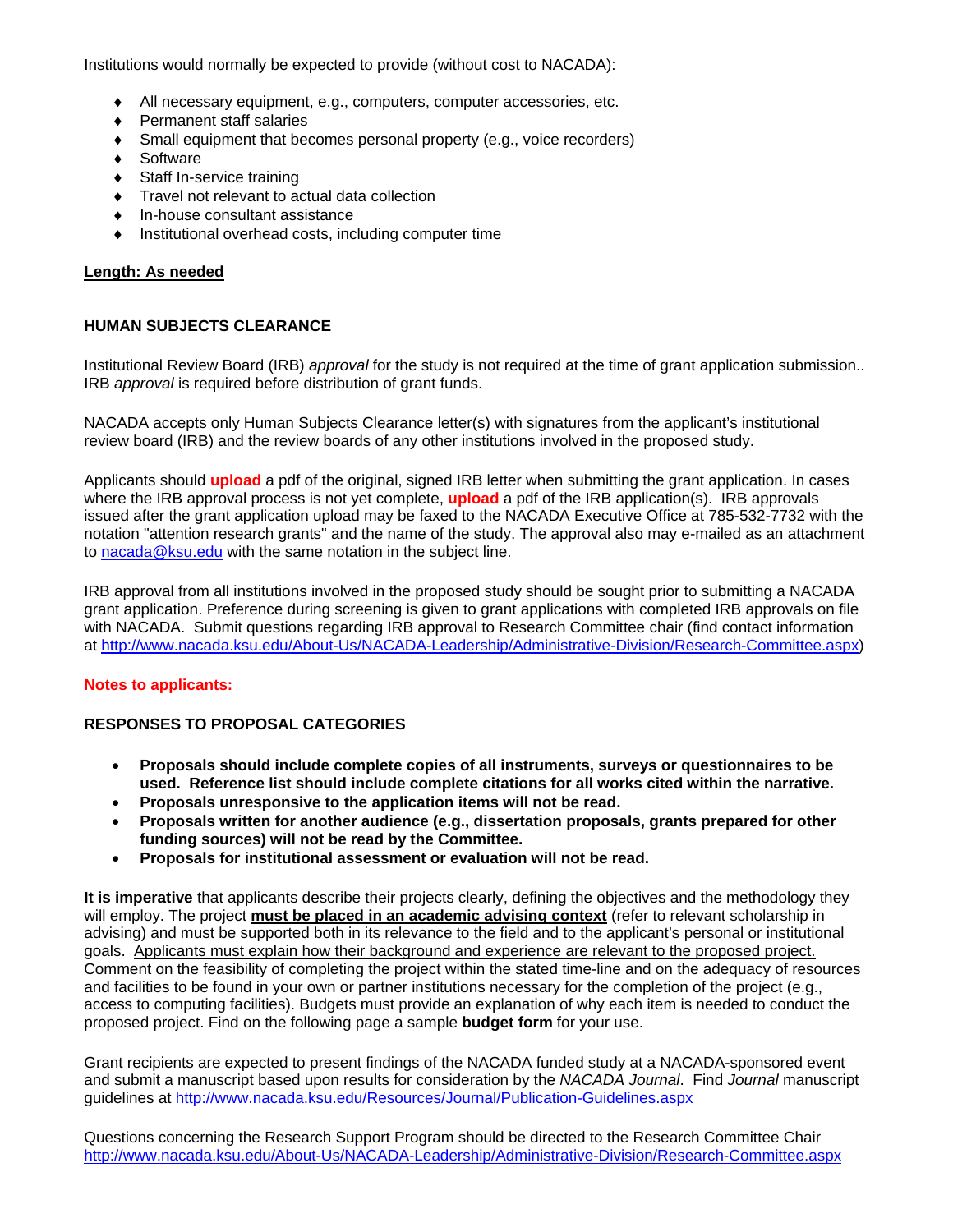Institutions would normally be expected to provide (without cost to NACADA):

- All necessary equipment, e.g., computers, computer accessories, etc.
- Permanent staff salaries
- Small equipment that becomes personal property (e.g., voice recorders)
- Software
- Staff In-service training
- Travel not relevant to actual data collection
- In-house consultant assistance
- Institutional overhead costs, including computer time

**Length: As needed**

## HUMAN SUBJECTS CLEARANCE

Institutional Review Board (IRB) *approval* for the study is not required at the time of grant application submission.. IRB *approval* is required before distribution of grant funds.

NACADA accepts only Human Subjects Clearance letter(s) with signatures from the applicant's institutional review board (IRB) and the review boards of any other institutions involved in the proposed study.

Applicants should **upload** a pdf of the original, signed IRB letter when submitting the grant application. In cases where the IRB approval process is not yet complete, **upload** a pdf of the IRB application(s). IRB approvals issued after the grant application upload may be faxed to the NACADA Executive Office at 785-532-7732 with the notation "attention research grants" and the name of the study. The approval also may e-mailed as an attachment to nacada@ksu.edu with the same notation in the subject line.

IRB approval from all institutions involved in the proposed study should be sought prior to submitting a NACADA grant application. Preference during screening is given to grant applications with completed IRB approvals on file with NACADA. Submit questions regarding IRB approval to Research Committee chair (find contact information at http://www.nacada.ksu.edu/About-Us/NACADA-Leadership/Administrative-Division/Research-Committee.aspx)

**Notes to applicants:**

## RESPONSES TO PROPOSAL CATEGORIES

- **Proposals should include complete copies of all instruments, surveys or questionnaires to be used. Reference list should include complete citations for all works cited within the narrative.**
- **Proposals unresponsive to the application items will not be read.**
- **Proposals written for another audience (e.g., dissertation proposals, grants prepared for other funding sources) will not be read by the Committee.**
- **Proposals for institutional assessment or evaluation will not be read.**

**It is imperative** that applicants describe their projects clearly, defining the objectives and the methodology they will employ. The project **must be placed in an academic advising context** (refer to relevant scholarship in advising) and must be supported both in its relevance to the field and to the applicant's personal or institutional goals. Applicants must explain how their background and experience are relevant to the proposed project. Comment on the feasibility of completing the project within the stated time-line and on the adequacy of resources and facilities to be found in your own or partner institutions necessary for the completion of the project (e.g., access to computing facilities). Budgets must provide an explanation of why each item is needed to conduct the proposed project. Find on the following page a sample **budget form** for your use.

Grant recipients are expected to present findings of the NACADA funded study at a NACADA-sponsored event and submit a manuscript based upon results for consideration by the *NACADA Journal*. Find *Journal* manuscript guidelines at http://www.nacada.ksu.edu/Resources/Journal/Publication-Guidelines.aspx

Questions concerning the Research Support Program should be directed to the Research Committee Chair http://www.nacada.ksu.edu/About-Us/NACADA-Leadership/Administrative-Division/Research-Committee.aspx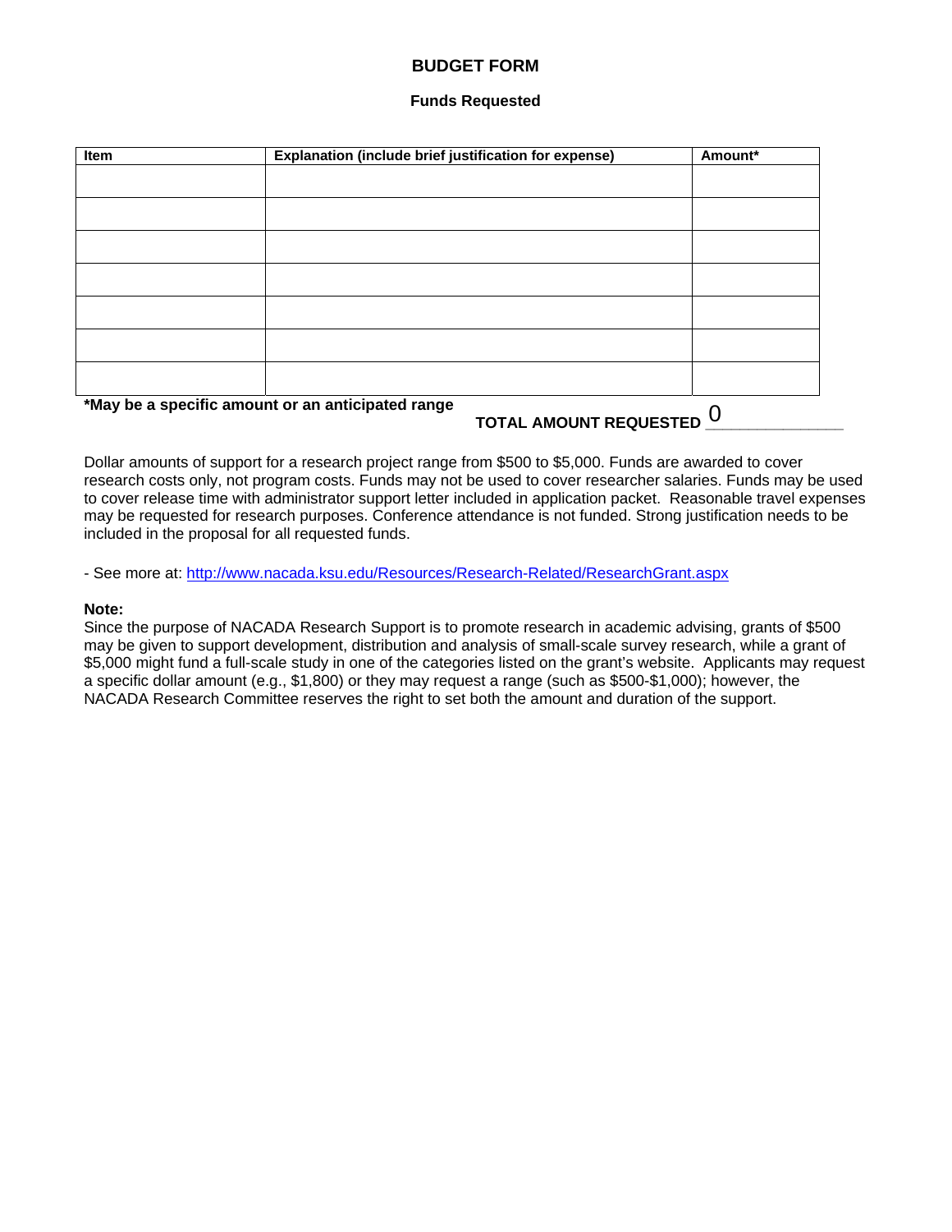# BUDGET FORM

## Funds Requested

| Item | Explanation (include brief justification for expense) | Amount* |
| --- | --- | --- |
| | | |
| | | |
| | | |
| | | |
| | | |
| | | |
| | | |

**\*May be a specific amount or an anticipated range**

**TOTAL AMOUNT REQUESTED** 0 ______________

Dollar amounts of support for a research project range from $500 to $5,000. Funds are awarded to cover research costs only, not program costs. Funds may not be used to cover researcher salaries. Funds may be used to cover release time with administrator support letter included in application packet. Reasonable travel expenses may be requested for research purposes. Conference attendance is not funded. Strong justification needs to be included in the proposal for all requested funds.

- See more at: http://www.nacada.ksu.edu/Resources/Research-Related/ResearchGrant.aspx

**Note:**
Since the purpose of NACADA Research Support is to promote research in academic advising, grants of $500 may be given to support development, distribution and analysis of small-scale survey research, while a grant of $5,000 might fund a full-scale study in one of the categories listed on the grant's website. Applicants may request a specific dollar amount (e.g., $1,800) or they may request a range (such as $500-$1,000); however, the NACADA Research Committee reserves the right to set both the amount and duration of the support.